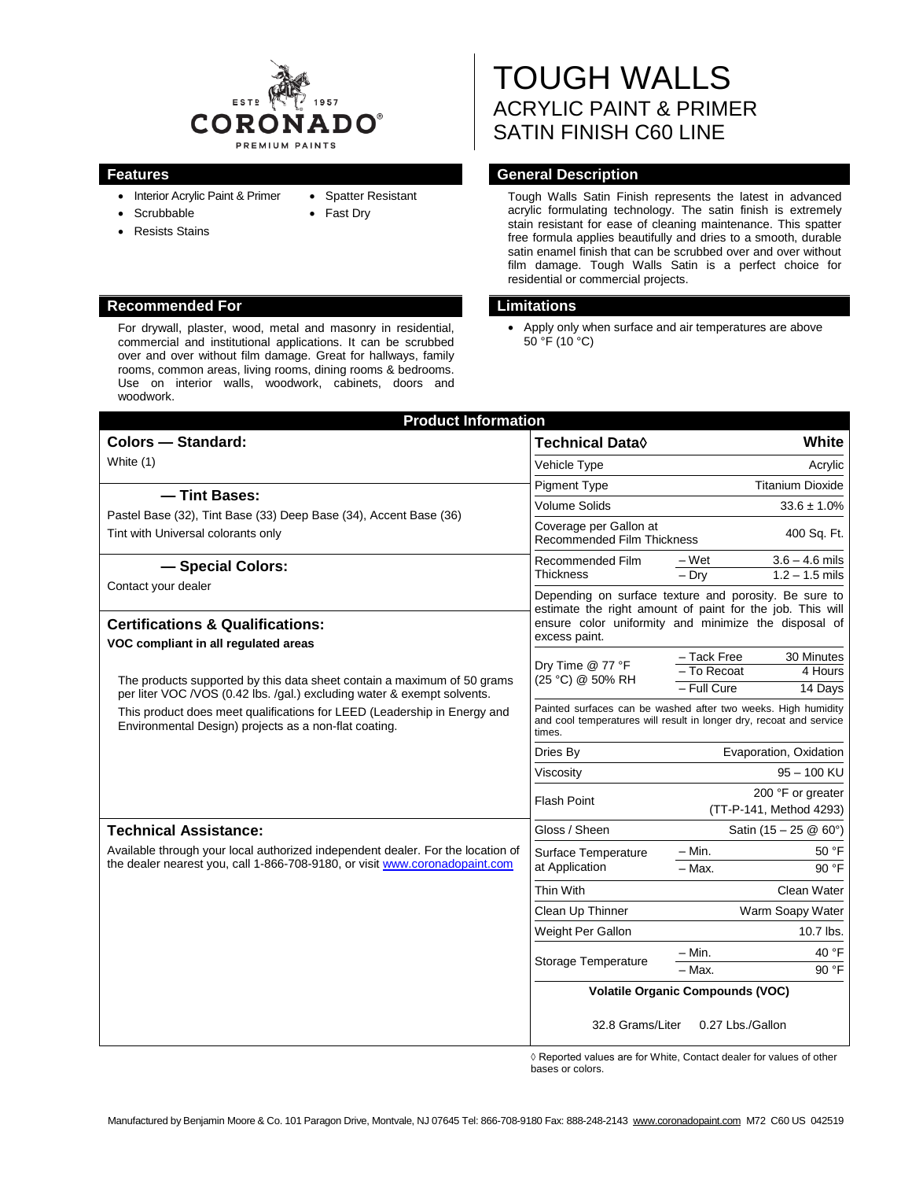CORONADO PREMIUM PAINTS — ESTD 1957

# TOUGH WALLS
## ACRYLIC PAINT & PRIMER
## SATIN FINISH C60 LINE

## Features

- Interior Acrylic Paint & Primer
- Scrubbable
- Resists Stains
- Spatter Resistant
- Fast Dry

## General Description

Tough Walls Satin Finish represents the latest in advanced acrylic formulating technology. The satin finish is extremely stain resistant for ease of cleaning maintenance. This spatter free formula applies beautifully and dries to a smooth, durable satin enamel finish that can be scrubbed over and over without film damage. Tough Walls Satin is a perfect choice for residential or commercial projects.

## Recommended For

For drywall, plaster, wood, metal and masonry in residential, commercial and institutional applications. It can be scrubbed over and over without film damage. Great for hallways, family rooms, common areas, living rooms, dining rooms & bedrooms. Use on interior walls, woodwork, cabinets, doors and woodwork.

## Limitations

- Apply only when surface and air temperatures are above 50 °F (10 °C)

## Product Information

### Colors — Standard:

White (1)

### — Tint Bases:

Pastel Base (32), Tint Base (33) Deep Base (34), Accent Base (36)

Tint with Universal colorants only

### — Special Colors:

Contact your dealer

### Certifications & Qualifications:

**VOC compliant in all regulated areas**

The products supported by this data sheet contain a maximum of 50 grams per liter VOC /VOS (0.42 lbs. /gal.) excluding water & exempt solvents.

This product does meet qualifications for LEED (Leadership in Energy and Environmental Design) projects as a non-flat coating.

### Technical Assistance:

Available through your local authorized independent dealer. For the location of the dealer nearest you, call 1-866-708-9180, or visit www.coronadopaint.com

| Technical Data◊ | | White |
|---|---|---|
| Vehicle Type | | Acrylic |
| Pigment Type | | Titanium Dioxide |
| Volume Solids | | 33.6 ± 1.0% |
| Coverage per Gallon at Recommended Film Thickness | | 400 Sq. Ft. |
| Recommended Film Thickness | – Wet | 3.6 – 4.6 mils |
| | – Dry | 1.2 – 1.5 mils |
| Depending on surface texture and porosity. Be sure to estimate the right amount of paint for the job. This will ensure color uniformity and minimize the disposal of excess paint. | | |
| Dry Time @ 77 °F (25 °C) @ 50% RH | – Tack Free | 30 Minutes |
| | – To Recoat | 4 Hours |
| | – Full Cure | 14 Days |
| Painted surfaces can be washed after two weeks. High humidity and cool temperatures will result in longer dry, recoat and service times. | | |
| Dries By | | Evaporation, Oxidation |
| Viscosity | | 95 – 100 KU |
| Flash Point | | 200 °F or greater (TT-P-141, Method 4293) |
| Gloss / Sheen | | Satin (15 – 25 @ 60°) |
| Surface Temperature at Application | – Min. | 50 °F |
| | – Max. | 90 °F |
| Thin With | | Clean Water |
| Clean Up Thinner | | Warm Soapy Water |
| Weight Per Gallon | | 10.7 lbs. |
| Storage Temperature | – Min. | 40 °F |
| | – Max. | 90 °F |
| **Volatile Organic Compounds (VOC)** | | |
| 32.8 Grams/Liter | | 0.27 Lbs./Gallon |

◊ Reported values are for White, Contact dealer for values of other bases or colors.

Manufactured by Benjamin Moore & Co. 101 Paragon Drive, Montvale, NJ 07645 Tel: 866-708-9180 Fax: 888-248-2143 www.coronadopaint.com M72 C60 US 042519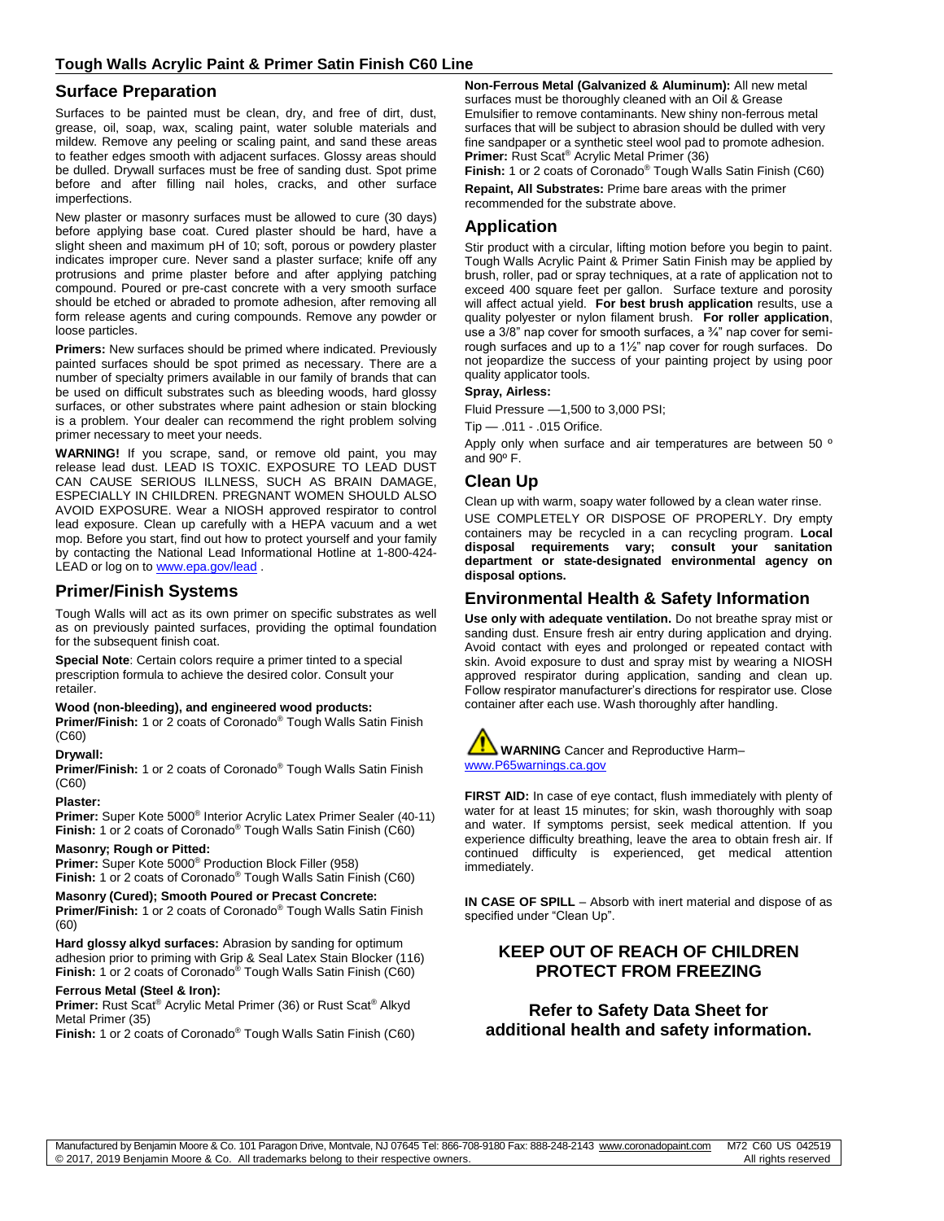# Tough Walls Acrylic Paint & Primer Satin Finish C60 Line

## Surface Preparation

Surfaces to be painted must be clean, dry, and free of dirt, dust, grease, oil, soap, wax, scaling paint, water soluble materials and mildew. Remove any peeling or scaling paint, and sand these areas to feather edges smooth with adjacent surfaces. Glossy areas should be dulled. Drywall surfaces must be free of sanding dust. Spot prime before and after filling nail holes, cracks, and other surface imperfections.

New plaster or masonry surfaces must be allowed to cure (30 days) before applying base coat. Cured plaster should be hard, have a slight sheen and maximum pH of 10; soft, porous or powdery plaster indicates improper cure. Never sand a plaster surface; knife off any protrusions and prime plaster before and after applying patching compound. Poured or pre-cast concrete with a very smooth surface should be etched or abraded to promote adhesion, after removing all form release agents and curing compounds. Remove any powder or loose particles.

**Primers:** New surfaces should be primed where indicated. Previously painted surfaces should be spot primed as necessary. There are a number of specialty primers available in our family of brands that can be used on difficult substrates such as bleeding woods, hard glossy surfaces, or other substrates where paint adhesion or stain blocking is a problem. Your dealer can recommend the right problem solving primer necessary to meet your needs.

**WARNING!** If you scrape, sand, or remove old paint, you may release lead dust. LEAD IS TOXIC. EXPOSURE TO LEAD DUST CAN CAUSE SERIOUS ILLNESS, SUCH AS BRAIN DAMAGE, ESPECIALLY IN CHILDREN. PREGNANT WOMEN SHOULD ALSO AVOID EXPOSURE. Wear a NIOSH approved respirator to control lead exposure. Clean up carefully with a HEPA vacuum and a wet mop. Before you start, find out how to protect yourself and your family by contacting the National Lead Informational Hotline at 1-800-424-LEAD or log on to www.epa.gov/lead .

## Primer/Finish Systems

Tough Walls will act as its own primer on specific substrates as well as on previously painted surfaces, providing the optimal foundation for the subsequent finish coat.

**Special Note**: Certain colors require a primer tinted to a special prescription formula to achieve the desired color. Consult your retailer.

**Wood (non-bleeding), and engineered wood products:**
**Primer/Finish:** 1 or 2 coats of Coronado® Tough Walls Satin Finish (C60)

**Drywall:**
**Primer/Finish:** 1 or 2 coats of Coronado® Tough Walls Satin Finish (C60)

**Plaster:**
**Primer:** Super Kote 5000® Interior Acrylic Latex Primer Sealer (40-11)
**Finish:** 1 or 2 coats of Coronado® Tough Walls Satin Finish (C60)

**Masonry; Rough or Pitted:**
**Primer:** Super Kote 5000® Production Block Filler (958)
**Finish:** 1 or 2 coats of Coronado® Tough Walls Satin Finish (C60)

**Masonry (Cured); Smooth Poured or Precast Concrete:**
**Primer/Finish:** 1 or 2 coats of Coronado® Tough Walls Satin Finish (60)

**Hard glossy alkyd surfaces:** Abrasion by sanding for optimum adhesion prior to priming with Grip & Seal Latex Stain Blocker (116)
**Finish:** 1 or 2 coats of Coronado® Tough Walls Satin Finish (C60)

**Ferrous Metal (Steel & Iron):**
**Primer:** Rust Scat® Acrylic Metal Primer (36) or Rust Scat® Alkyd Metal Primer (35)
**Finish:** 1 or 2 coats of Coronado® Tough Walls Satin Finish (C60)

**Non-Ferrous Metal (Galvanized & Aluminum):** All new metal surfaces must be thoroughly cleaned with an Oil & Grease Emulsifier to remove contaminants. New shiny non-ferrous metal surfaces that will be subject to abrasion should be dulled with very fine sandpaper or a synthetic steel wool pad to promote adhesion.
**Primer:** Rust Scat® Acrylic Metal Primer (36)
**Finish:** 1 or 2 coats of Coronado® Tough Walls Satin Finish (C60)

**Repaint, All Substrates:** Prime bare areas with the primer recommended for the substrate above.

## Application

Stir product with a circular, lifting motion before you begin to paint. Tough Walls Acrylic Paint & Primer Satin Finish may be applied by brush, roller, pad or spray techniques, at a rate of application not to exceed 400 square feet per gallon. Surface texture and porosity will affect actual yield. **For best brush application** results, use a quality polyester or nylon filament brush. **For roller application**, use a 3/8" nap cover for smooth surfaces, a ¾" nap cover for semi-rough surfaces and up to a 1½" nap cover for rough surfaces. Do not jeopardize the success of your painting project by using poor quality applicator tools.

**Spray, Airless:**

Fluid Pressure —1,500 to 3,000 PSI;

Tip — .011 - .015 Orifice.

Apply only when surface and air temperatures are between 50 º and 90º F.

## Clean Up

Clean up with warm, soapy water followed by a clean water rinse.

USE COMPLETELY OR DISPOSE OF PROPERLY. Dry empty containers may be recycled in a can recycling program. **Local disposal requirements vary; consult your sanitation department or state-designated environmental agency on disposal options.**

## Environmental Health & Safety Information

**Use only with adequate ventilation.** Do not breathe spray mist or sanding dust. Ensure fresh air entry during application and drying. Avoid contact with eyes and prolonged or repeated contact with skin. Avoid exposure to dust and spray mist by wearing a NIOSH approved respirator during application, sanding and clean up. Follow respirator manufacturer's directions for respirator use. Close container after each use. Wash thoroughly after handling.

**WARNING** Cancer and Reproductive Harm– www.P65warnings.ca.gov

**FIRST AID:** In case of eye contact, flush immediately with plenty of water for at least 15 minutes; for skin, wash thoroughly with soap and water. If symptoms persist, seek medical attention. If you experience difficulty breathing, leave the area to obtain fresh air. If continued difficulty is experienced, get medical attention immediately.

**IN CASE OF SPILL** – Absorb with inert material and dispose of as specified under "Clean Up".

**KEEP OUT OF REACH OF CHILDREN**
**PROTECT FROM FREEZING**

**Refer to Safety Data Sheet for additional health and safety information.**

Manufactured by Benjamin Moore & Co. 101 Paragon Drive, Montvale, NJ 07645 Tel: 866-708-9180 Fax: 888-248-2143 www.coronadopaint.com M72 C60 US 042519
© 2017, 2019 Benjamin Moore & Co. All trademarks belong to their respective owners. All rights reserved